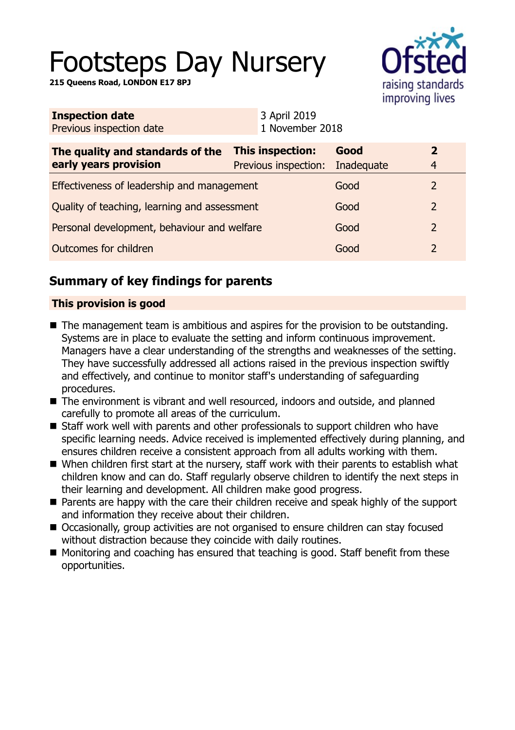# Footsteps Day Nursery

**215 Queens Road, LONDON E17 8PJ**

| **Inspection date** | 3 April 2019 |
|---|---|
| Previous inspection date | 1 November 2018 |

| **The quality and standards of the early years provision** | **This inspection:** | **Good** | **2** |
|---|---|---|---|
| | Previous inspection: | Inadequate | 4 |
| Effectiveness of leadership and management | | Good | 2 |
| Quality of teaching, learning and assessment | | Good | 2 |
| Personal development, behaviour and welfare | | Good | 2 |
| Outcomes for children | | Good | 2 |

## Summary of key findings for parents

### This provision is good

- The management team is ambitious and aspires for the provision to be outstanding. Systems are in place to evaluate the setting and inform continuous improvement. Managers have a clear understanding of the strengths and weaknesses of the setting. They have successfully addressed all actions raised in the previous inspection swiftly and effectively, and continue to monitor staff's understanding of safeguarding procedures.
- The environment is vibrant and well resourced, indoors and outside, and planned carefully to promote all areas of the curriculum.
- Staff work well with parents and other professionals to support children who have specific learning needs. Advice received is implemented effectively during planning, and ensures children receive a consistent approach from all adults working with them.
- When children first start at the nursery, staff work with their parents to establish what children know and can do. Staff regularly observe children to identify the next steps in their learning and development. All children make good progress.
- Parents are happy with the care their children receive and speak highly of the support and information they receive about their children.
- Occasionally, group activities are not organised to ensure children can stay focused without distraction because they coincide with daily routines.
- Monitoring and coaching has ensured that teaching is good. Staff benefit from these opportunities.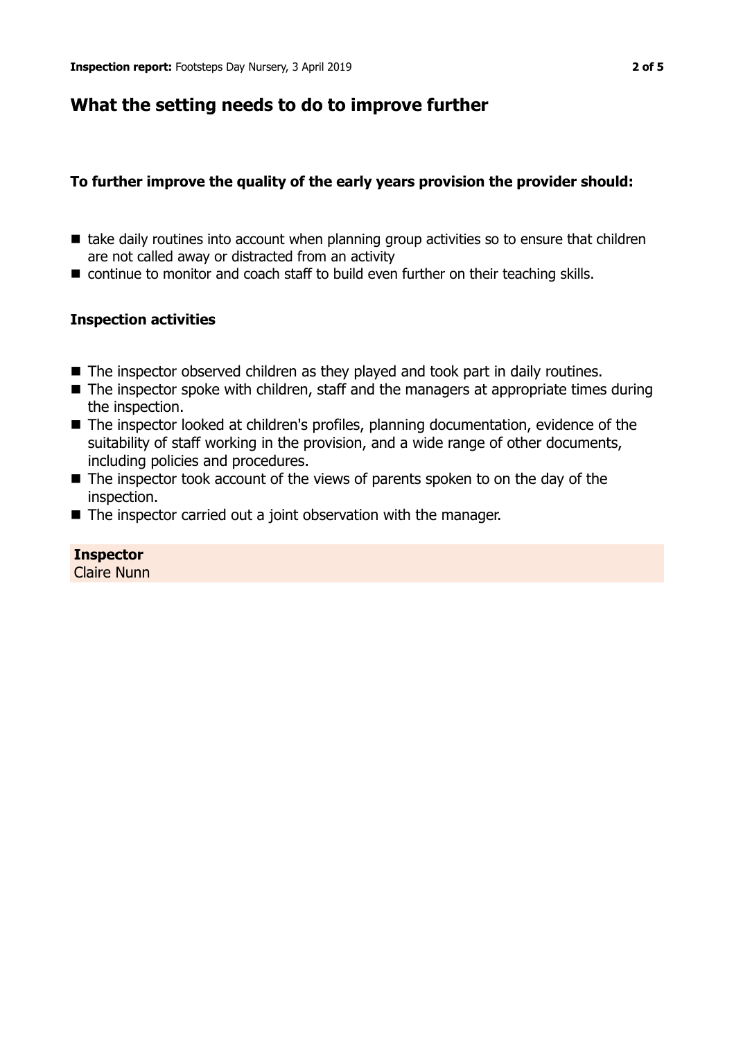## What the setting needs to do to improve further

### To further improve the quality of the early years provision the provider should:

- take daily routines into account when planning group activities so to ensure that children are not called away or distracted from an activity
- continue to monitor and coach staff to build even further on their teaching skills.

### Inspection activities

- The inspector observed children as they played and took part in daily routines.
- The inspector spoke with children, staff and the managers at appropriate times during the inspection.
- The inspector looked at children's profiles, planning documentation, evidence of the suitability of staff working in the provision, and a wide range of other documents, including policies and procedures.
- The inspector took account of the views of parents spoken to on the day of the inspection.
- The inspector carried out a joint observation with the manager.

**Inspector**
Claire Nunn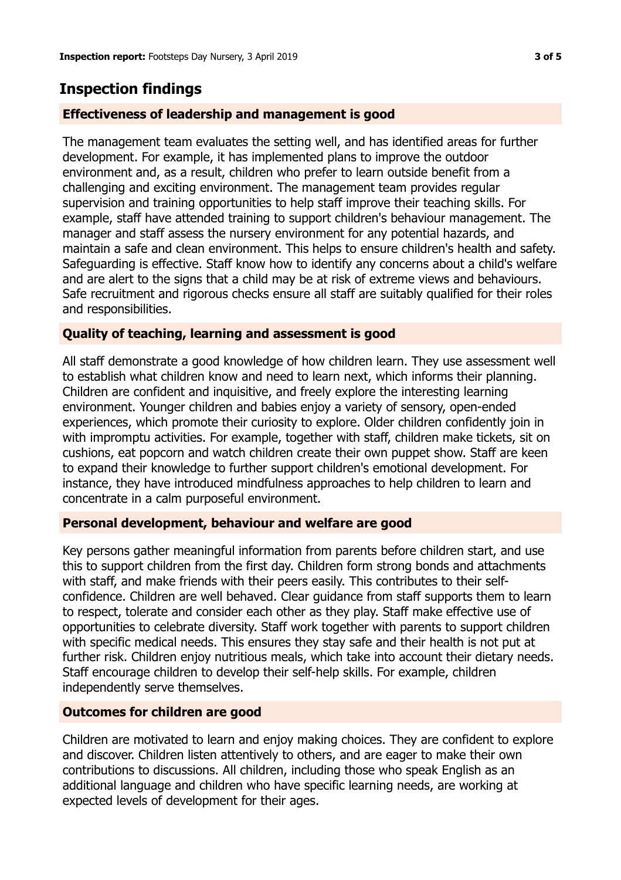## Inspection findings

### Effectiveness of leadership and management is good

The management team evaluates the setting well, and has identified areas for further development. For example, it has implemented plans to improve the outdoor environment and, as a result, children who prefer to learn outside benefit from a challenging and exciting environment. The management team provides regular supervision and training opportunities to help staff improve their teaching skills. For example, staff have attended training to support children's behaviour management. The manager and staff assess the nursery environment for any potential hazards, and maintain a safe and clean environment. This helps to ensure children's health and safety. Safeguarding is effective. Staff know how to identify any concerns about a child's welfare and are alert to the signs that a child may be at risk of extreme views and behaviours. Safe recruitment and rigorous checks ensure all staff are suitably qualified for their roles and responsibilities.

### Quality of teaching, learning and assessment is good

All staff demonstrate a good knowledge of how children learn. They use assessment well to establish what children know and need to learn next, which informs their planning. Children are confident and inquisitive, and freely explore the interesting learning environment. Younger children and babies enjoy a variety of sensory, open-ended experiences, which promote their curiosity to explore. Older children confidently join in with impromptu activities. For example, together with staff, children make tickets, sit on cushions, eat popcorn and watch children create their own puppet show. Staff are keen to expand their knowledge to further support children's emotional development. For instance, they have introduced mindfulness approaches to help children to learn and concentrate in a calm purposeful environment.

### Personal development, behaviour and welfare are good

Key persons gather meaningful information from parents before children start, and use this to support children from the first day. Children form strong bonds and attachments with staff, and make friends with their peers easily. This contributes to their self-confidence. Children are well behaved. Clear guidance from staff supports them to learn to respect, tolerate and consider each other as they play. Staff make effective use of opportunities to celebrate diversity. Staff work together with parents to support children with specific medical needs. This ensures they stay safe and their health is not put at further risk. Children enjoy nutritious meals, which take into account their dietary needs. Staff encourage children to develop their self-help skills. For example, children independently serve themselves.

### Outcomes for children are good

Children are motivated to learn and enjoy making choices. They are confident to explore and discover. Children listen attentively to others, and are eager to make their own contributions to discussions. All children, including those who speak English as an additional language and children who have specific learning needs, are working at expected levels of development for their ages.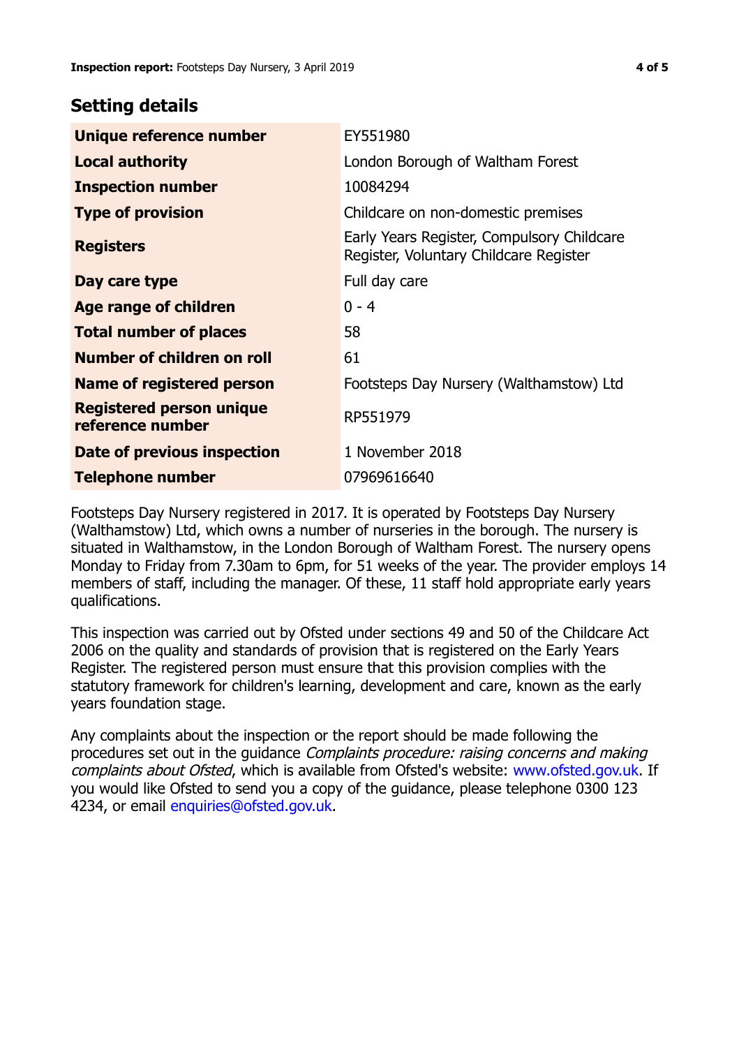## Setting details

| | |
|---|---|
| **Unique reference number** | EY551980 |
| **Local authority** | London Borough of Waltham Forest |
| **Inspection number** | 10084294 |
| **Type of provision** | Childcare on non-domestic premises |
| **Registers** | Early Years Register, Compulsory Childcare Register, Voluntary Childcare Register |
| **Day care type** | Full day care |
| **Age range of children** | 0 - 4 |
| **Total number of places** | 58 |
| **Number of children on roll** | 61 |
| **Name of registered person** | Footsteps Day Nursery (Walthamstow) Ltd |
| **Registered person unique reference number** | RP551979 |
| **Date of previous inspection** | 1 November 2018 |
| **Telephone number** | 07969616640 |

Footsteps Day Nursery registered in 2017. It is operated by Footsteps Day Nursery (Walthamstow) Ltd, which owns a number of nurseries in the borough. The nursery is situated in Walthamstow, in the London Borough of Waltham Forest. The nursery opens Monday to Friday from 7.30am to 6pm, for 51 weeks of the year. The provider employs 14 members of staff, including the manager. Of these, 11 staff hold appropriate early years qualifications.

This inspection was carried out by Ofsted under sections 49 and 50 of the Childcare Act 2006 on the quality and standards of provision that is registered on the Early Years Register. The registered person must ensure that this provision complies with the statutory framework for children's learning, development and care, known as the early years foundation stage.

Any complaints about the inspection or the report should be made following the procedures set out in the guidance *Complaints procedure: raising concerns and making complaints about Ofsted*, which is available from Ofsted's website: www.ofsted.gov.uk. If you would like Ofsted to send you a copy of the guidance, please telephone 0300 123 4234, or email enquiries@ofsted.gov.uk.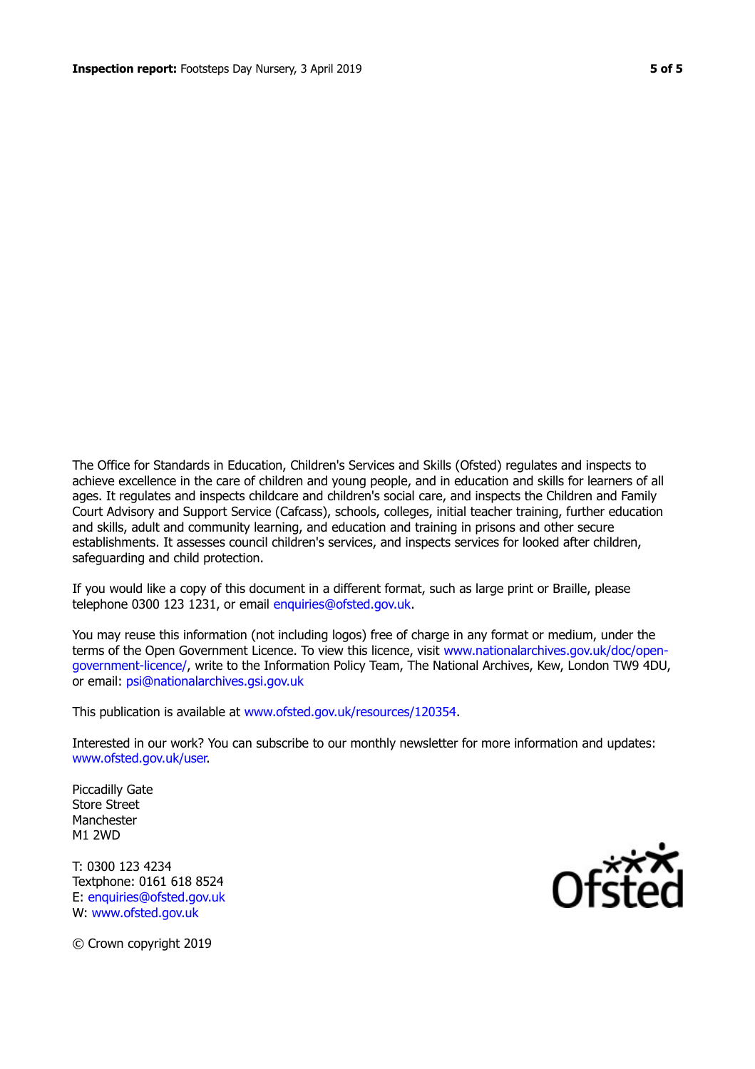The Office for Standards in Education, Children's Services and Skills (Ofsted) regulates and inspects to achieve excellence in the care of children and young people, and in education and skills for learners of all ages. It regulates and inspects childcare and children's social care, and inspects the Children and Family Court Advisory and Support Service (Cafcass), schools, colleges, initial teacher training, further education and skills, adult and community learning, and education and training in prisons and other secure establishments. It assesses council children's services, and inspects services for looked after children, safeguarding and child protection.

If you would like a copy of this document in a different format, such as large print or Braille, please telephone 0300 123 1231, or email enquiries@ofsted.gov.uk.

You may reuse this information (not including logos) free of charge in any format or medium, under the terms of the Open Government Licence. To view this licence, visit www.nationalarchives.gov.uk/doc/open-government-licence/, write to the Information Policy Team, The National Archives, Kew, London TW9 4DU, or email: psi@nationalarchives.gsi.gov.uk

This publication is available at www.ofsted.gov.uk/resources/120354.

Interested in our work? You can subscribe to our monthly newsletter for more information and updates: www.ofsted.gov.uk/user.

Piccadilly Gate
Store Street
Manchester
M1 2WD

T: 0300 123 4234
Textphone: 0161 618 8524
E: enquiries@ofsted.gov.uk
W: www.ofsted.gov.uk

© Crown copyright 2019